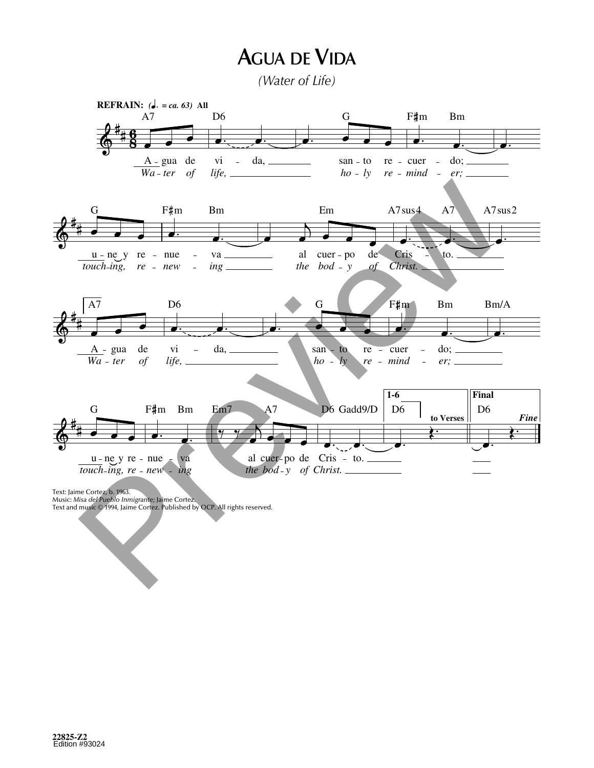# Agua de Vida

*(Water of Life)*

**REFRAIN:** *(♩. = ca. 63)* **All**

A7 D6 G F♯m Bm

A - gua de vi - da, san - to re - cuer - do;
*Wa - ter of life, ho - ly re - mind - er;*

G F♯m Bm Em A7sus4 A7 A7sus2

u - ne y re - nue - va al cuer - po de Cris - to.
*touch - ing, re - new - ing the bod - y of Christ.*

A7 D6 G F♯m Bm Bm/A

A - gua de vi - da, san - to re - cuer - do;
*Wa - ter of life, ho - ly re - mind - er;*

G F♯m Bm Em7 A7 D6 Gadd9/D **1-6** D6 **to Verses** **Final** D6 ***Fine***

u - ne y re - nue - va al cuer - po de Cris - to.
*touch - ing, re - new - ing the bod - y of Christ.*

Text: Jaime Cortez, b. 1963.
Music: *Misa del Pueblo Inmigrante;* Jaime Cortez.
Text and music © 1994, Jaime Cortez. Published by OCP. All rights reserved.

22825-Z2
Edition #93024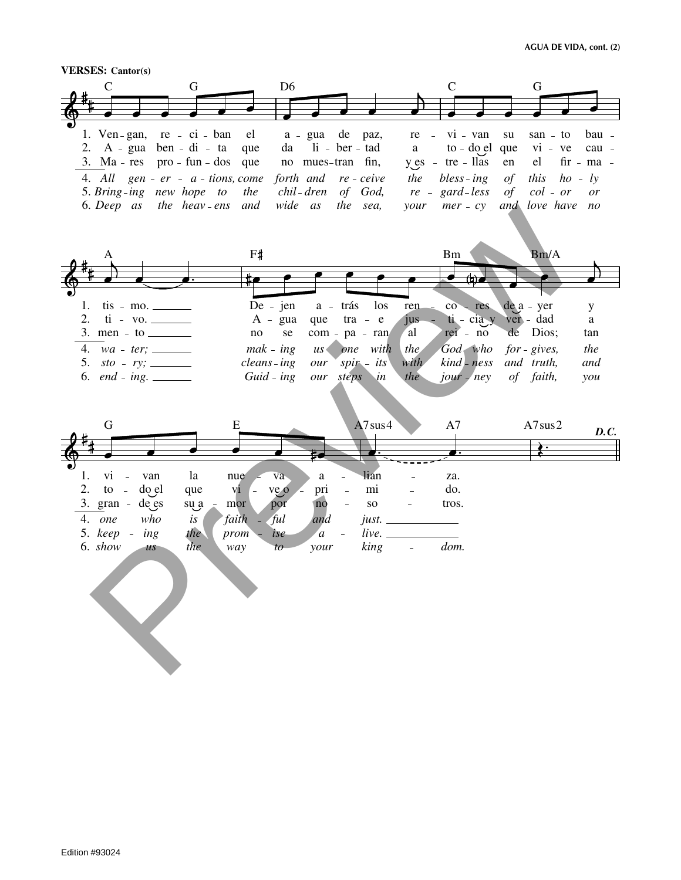**VERSES: Cantor(s)**

1. Ven - gan, re - ci - ban el a - gua de paz, re - vi - van su san - to bau - tis - mo. De - jen a - trás los ren - co - res de a - yer y vi - van la nue - va a - lian - za.
2. A - gua ben - di - ta que da li - ber - tad a to - do el que vi - ve cau - ti - vo. A - gua que tra - e jus - ti - cia y ver - dad a to - do el que vi - ve o - pri - mi - do.
3. Ma - res pro - fun - dos que no mues - tran fin, y es - tre - llas en el fir - ma - men - to no se com - pa - ran al rei - no de Dios; tan gran - de es su a - mor por no - so - tros.
4. *All gen - er - a - tions, come forth and re - ceive the bless - ing of this ho - ly wa - ter; mak - ing us one with the God who for - gives, the one who is faith - ful and just.*
5. *Bring - ing new hope to the chil - dren of God, re - gard - less of col - or or sto - ry; cleans - ing our spir - its with kind - ness and truth, and keep - ing the prom - ise a - live.*
6. *Deep as the heav - ens and wide as the sea, your mer - cy and love have no end - ing. Guid - ing our steps in the jour - ney of faith, you show us the way to your king - dom.*

*D.C.*

Edition #93024